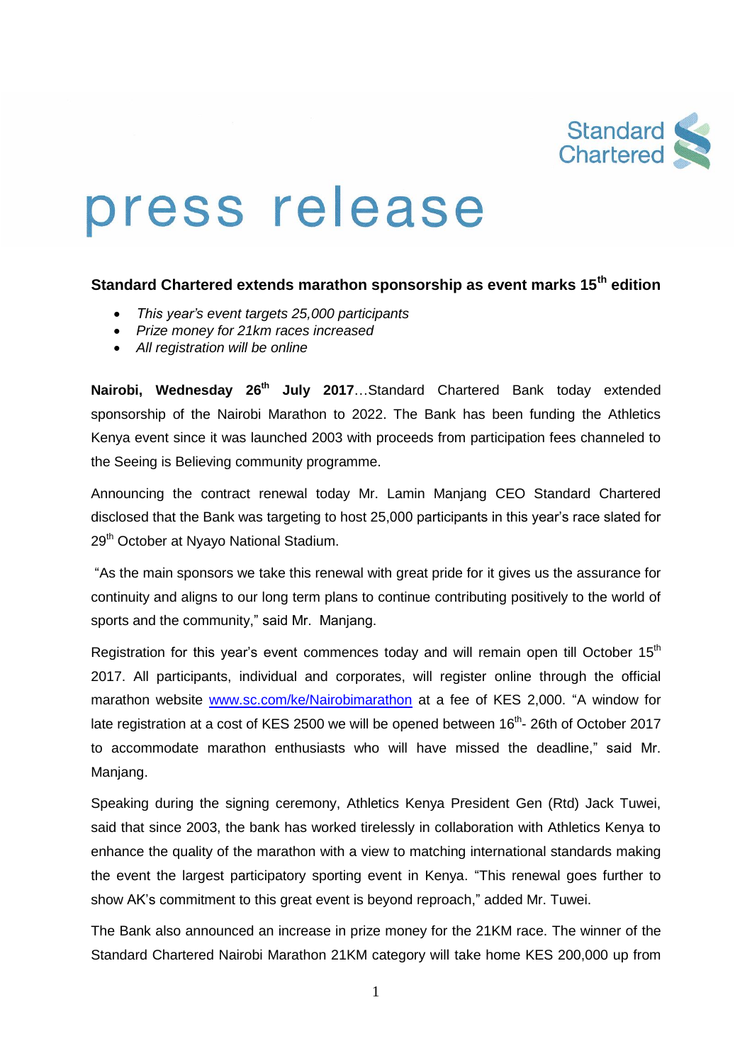Standard Chartered

# press release

**Standard Chartered extends marathon sponsorship as event marks 15th edition**

- *This year's event targets 25,000 participants*
- *Prize money for 21km races increased*
- *All registration will be online*

**Nairobi, Wednesday 26th July 2017**…Standard Chartered Bank today extended sponsorship of the Nairobi Marathon to 2022. The Bank has been funding the Athletics Kenya event since it was launched 2003 with proceeds from participation fees channeled to the Seeing is Believing community programme.

Announcing the contract renewal today Mr. Lamin Manjang CEO Standard Chartered disclosed that the Bank was targeting to host 25,000 participants in this year's race slated for 29th October at Nyayo National Stadium.

"As the main sponsors we take this renewal with great pride for it gives us the assurance for continuity and aligns to our long term plans to continue contributing positively to the world of sports and the community," said Mr. Manjang.

Registration for this year's event commences today and will remain open till October 15th 2017. All participants, individual and corporates, will register online through the official marathon website [www.sc.com/ke/Nairobimarathon](www.sc.com/ke/Nairobimarathon) at a fee of KES 2,000. "A window for late registration at a cost of KES 2500 we will be opened between 16th- 26th of October 2017 to accommodate marathon enthusiasts who will have missed the deadline," said Mr. Manjang.

Speaking during the signing ceremony, Athletics Kenya President Gen (Rtd) Jack Tuwei, said that since 2003, the bank has worked tirelessly in collaboration with Athletics Kenya to enhance the quality of the marathon with a view to matching international standards making the event the largest participatory sporting event in Kenya. "This renewal goes further to show AK's commitment to this great event is beyond reproach," added Mr. Tuwei.

The Bank also announced an increase in prize money for the 21KM race. The winner of the Standard Chartered Nairobi Marathon 21KM category will take home KES 200,000 up from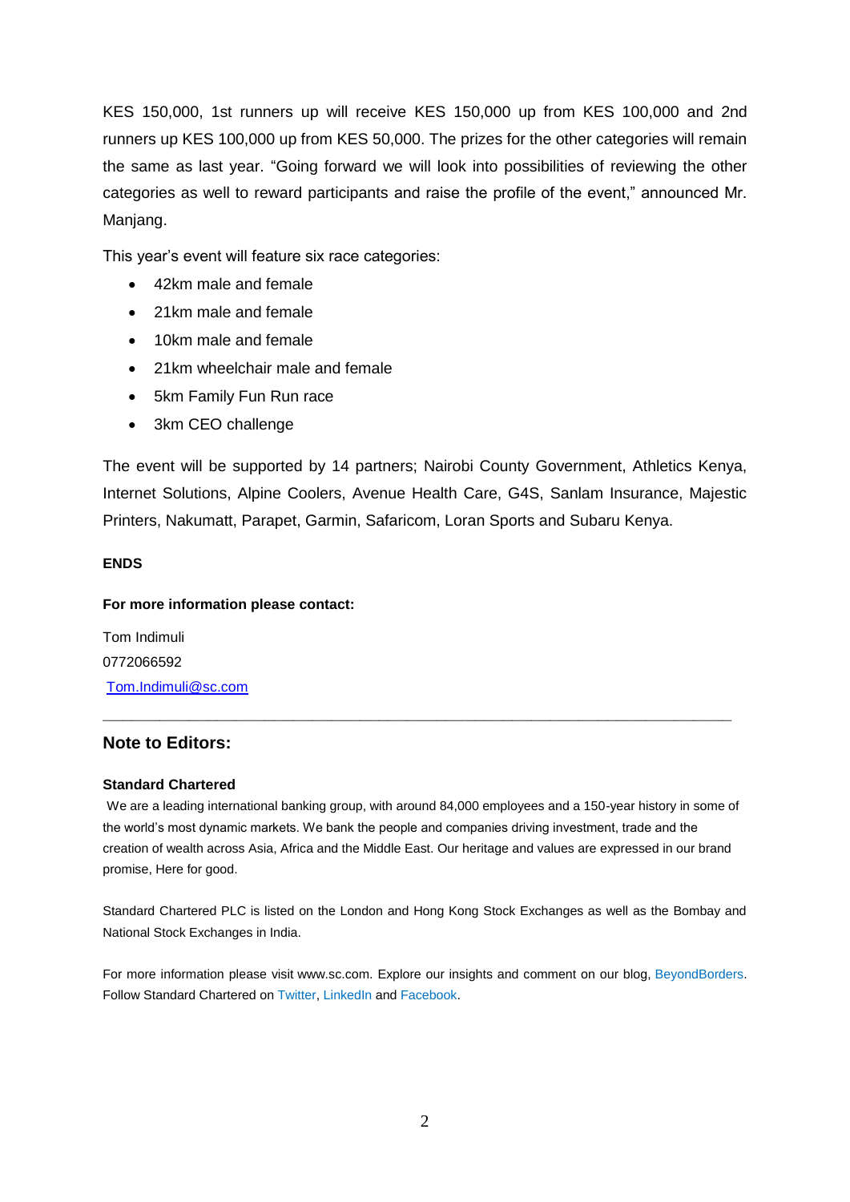KES 150,000, 1st runners up will receive KES 150,000 up from KES 100,000 and 2nd runners up KES 100,000 up from KES 50,000. The prizes for the other categories will remain the same as last year. “Going forward we will look into possibilities of reviewing the other categories as well to reward participants and raise the profile of the event,” announced Mr. Manjang.

This year’s event will feature six race categories:

- 42km male and female
- 21km male and female
- 10km male and female
- 21km wheelchair male and female
- 5km Family Fun Run race
- 3km CEO challenge

The event will be supported by 14 partners; Nairobi County Government, Athletics Kenya, Internet Solutions, Alpine Coolers, Avenue Health Care, G4S, Sanlam Insurance, Majestic Printers, Nakumatt, Parapet, Garmin, Safaricom, Loran Sports and Subaru Kenya.

**ENDS**

**For more information please contact:**

Tom Indimuli
0772066592
Tom.Indimuli@sc.com

---

## Note to Editors:

**Standard Chartered**

We are a leading international banking group, with around 84,000 employees and a 150-year history in some of the world’s most dynamic markets. We bank the people and companies driving investment, trade and the creation of wealth across Asia, Africa and the Middle East. Our heritage and values are expressed in our brand promise, Here for good.

Standard Chartered PLC is listed on the London and Hong Kong Stock Exchanges as well as the Bombay and National Stock Exchanges in India.

For more information please visit www.sc.com. Explore our insights and comment on our blog, BeyondBorders. Follow Standard Chartered on Twitter, LinkedIn and Facebook.